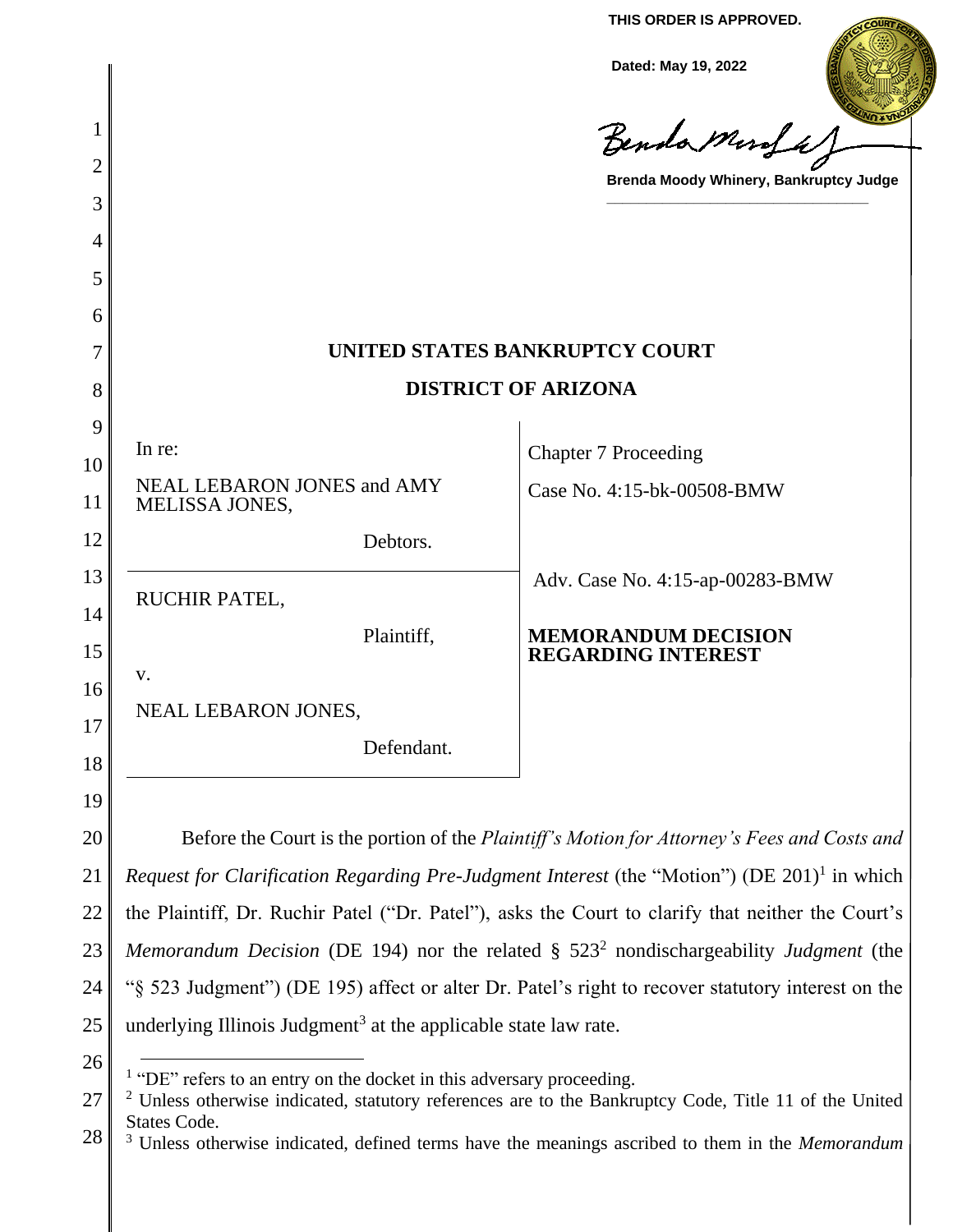THIS ORDER IS APPROVED.

Dated: May 19, 2022

Brenda Moody Whinery, Bankruptcy Judge

# UNITED STATES BANKRUPTCY COURT

## DISTRICT OF ARIZONA

| | |
|---|---|
| In re:<br><br>NEAL LEBARON JONES and AMY MELISSA JONES,<br><br>Debtors. | Chapter 7 Proceeding<br><br>Case No. 4:15-bk-00508-BMW |
| RUCHIR PATEL,<br><br>Plaintiff,<br><br>v.<br><br>NEAL LEBARON JONES,<br><br>Defendant. | Adv. Case No. 4:15-ap-00283-BMW<br><br>**MEMORANDUM DECISION REGARDING INTEREST** |

Before the Court is the portion of the *Plaintiff's Motion for Attorney's Fees and Costs and Request for Clarification Regarding Pre-Judgment Interest* (the "Motion") (DE 201)[1] in which the Plaintiff, Dr. Ruchir Patel ("Dr. Patel"), asks the Court to clarify that neither the Court's *Memorandum Decision* (DE 194) nor the related § 523[2] nondischargeability *Judgment* (the "§ 523 Judgment") (DE 195) affect or alter Dr. Patel's right to recover statutory interest on the underlying Illinois Judgment[3] at the applicable state law rate.

[1] "DE" refers to an entry on the docket in this adversary proceeding.

[2] Unless otherwise indicated, statutory references are to the Bankruptcy Code, Title 11 of the United States Code.

[3] Unless otherwise indicated, defined terms have the meanings ascribed to them in the *Memorandum*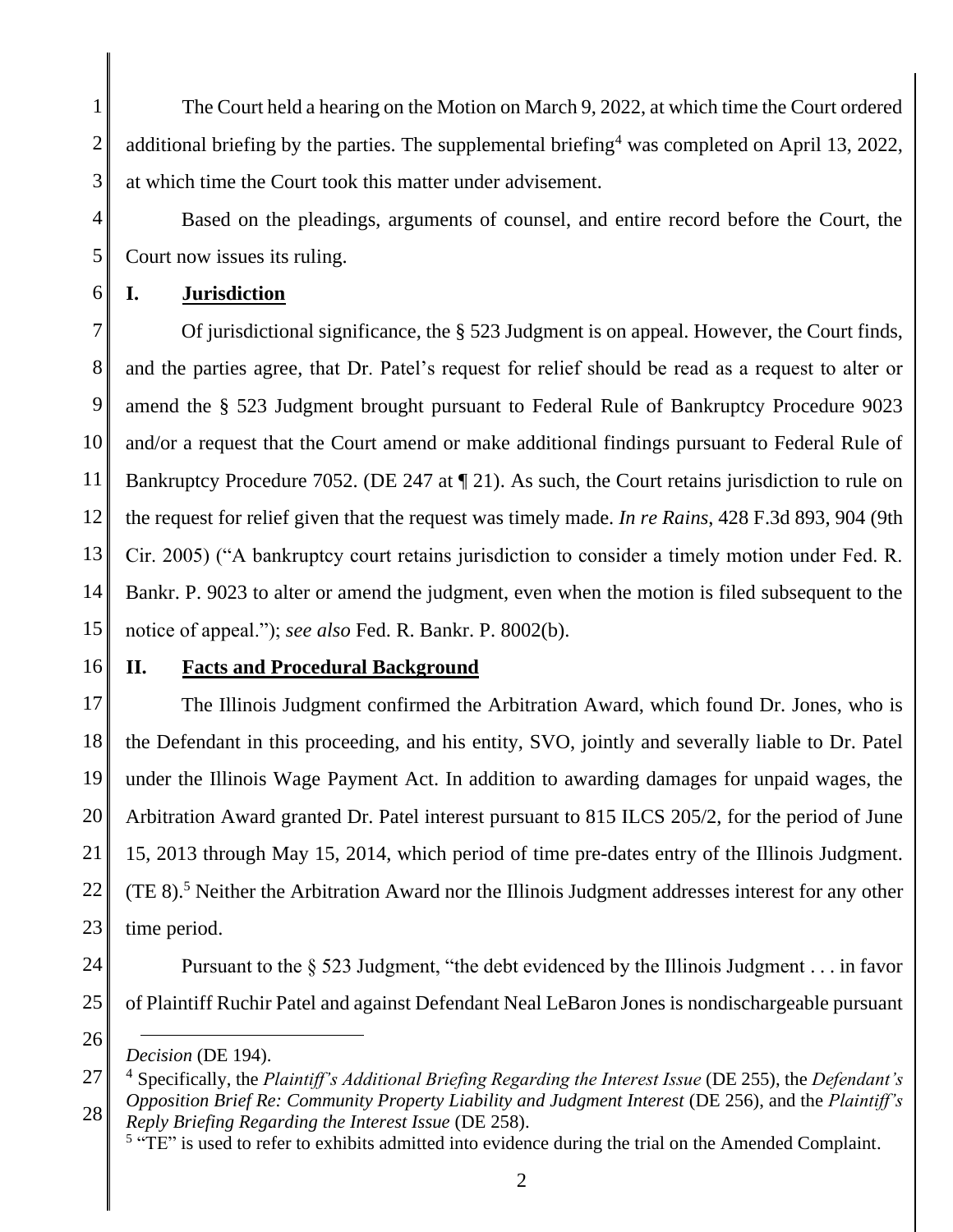The Court held a hearing on the Motion on March 9, 2022, at which time the Court ordered additional briefing by the parties. The supplemental briefing[4] was completed on April 13, 2022, at which time the Court took this matter under advisement.

Based on the pleadings, arguments of counsel, and entire record before the Court, the Court now issues its ruling.

## I. Jurisdiction

Of jurisdictional significance, the § 523 Judgment is on appeal. However, the Court finds, and the parties agree, that Dr. Patel's request for relief should be read as a request to alter or amend the § 523 Judgment brought pursuant to Federal Rule of Bankruptcy Procedure 9023 and/or a request that the Court amend or make additional findings pursuant to Federal Rule of Bankruptcy Procedure 7052. (DE 247 at ¶ 21). As such, the Court retains jurisdiction to rule on the request for relief given that the request was timely made. *In re Rains*, 428 F.3d 893, 904 (9th Cir. 2005) ("A bankruptcy court retains jurisdiction to consider a timely motion under Fed. R. Bankr. P. 9023 to alter or amend the judgment, even when the motion is filed subsequent to the notice of appeal."); *see also* Fed. R. Bankr. P. 8002(b).

## II. Facts and Procedural Background

The Illinois Judgment confirmed the Arbitration Award, which found Dr. Jones, who is the Defendant in this proceeding, and his entity, SVO, jointly and severally liable to Dr. Patel under the Illinois Wage Payment Act. In addition to awarding damages for unpaid wages, the Arbitration Award granted Dr. Patel interest pursuant to 815 ILCS 205/2, for the period of June 15, 2013 through May 15, 2014, which period of time pre-dates entry of the Illinois Judgment. (TE 8).[5] Neither the Arbitration Award nor the Illinois Judgment addresses interest for any other time period.

Pursuant to the § 523 Judgment, "the debt evidenced by the Illinois Judgment . . . in favor of Plaintiff Ruchir Patel and against Defendant Neal LeBaron Jones is nondischargeable pursuant

---

*Decision* (DE 194).

[4] Specifically, the *Plaintiff's Additional Briefing Regarding the Interest Issue* (DE 255), the *Defendant's Opposition Brief Re: Community Property Liability and Judgment Interest* (DE 256), and the *Plaintiff's Reply Briefing Regarding the Interest Issue* (DE 258).

[5] "TE" is used to refer to exhibits admitted into evidence during the trial on the Amended Complaint.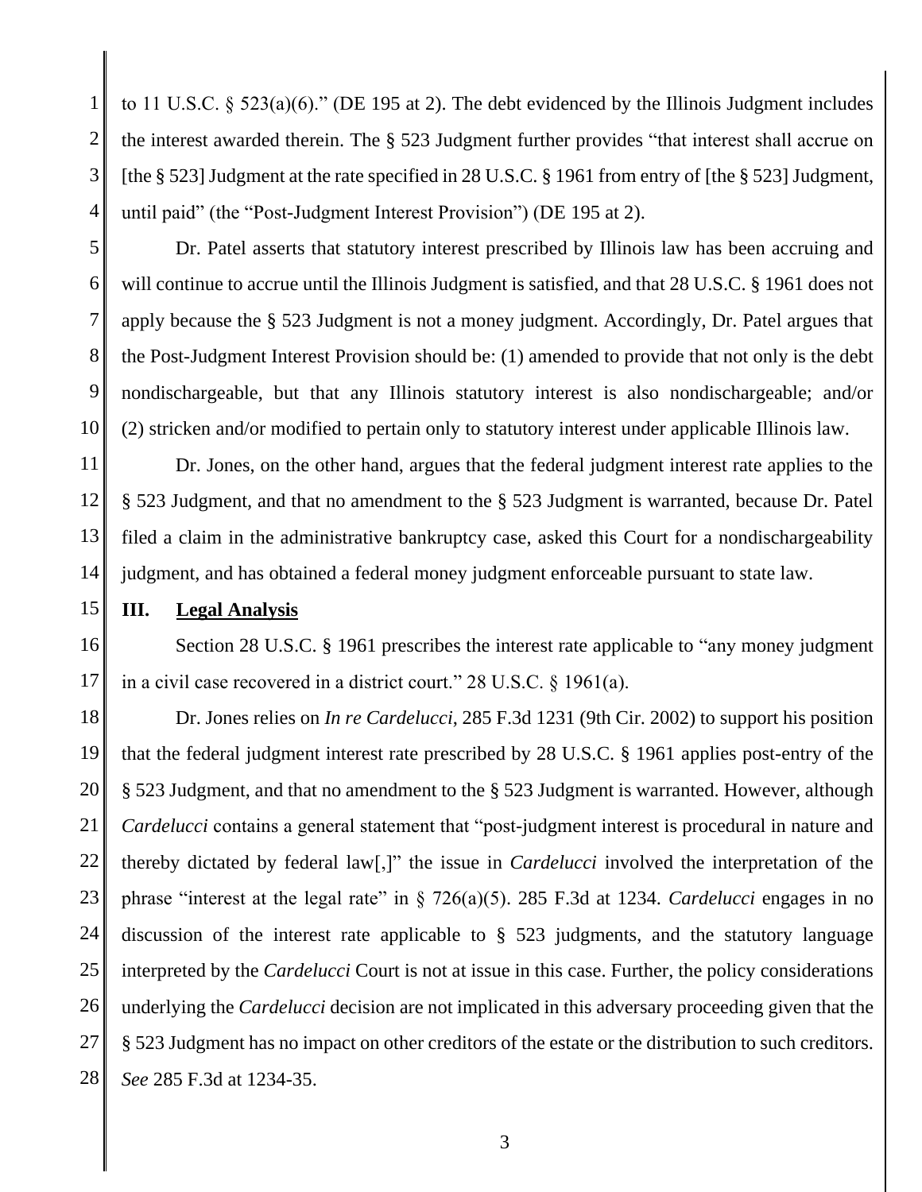to 11 U.S.C. § 523(a)(6)." (DE 195 at 2). The debt evidenced by the Illinois Judgment includes the interest awarded therein. The § 523 Judgment further provides "that interest shall accrue on [the § 523] Judgment at the rate specified in 28 U.S.C. § 1961 from entry of [the § 523] Judgment, until paid" (the "Post-Judgment Interest Provision") (DE 195 at 2).

Dr. Patel asserts that statutory interest prescribed by Illinois law has been accruing and will continue to accrue until the Illinois Judgment is satisfied, and that 28 U.S.C. § 1961 does not apply because the § 523 Judgment is not a money judgment. Accordingly, Dr. Patel argues that the Post-Judgment Interest Provision should be: (1) amended to provide that not only is the debt nondischargeable, but that any Illinois statutory interest is also nondischargeable; and/or (2) stricken and/or modified to pertain only to statutory interest under applicable Illinois law.

Dr. Jones, on the other hand, argues that the federal judgment interest rate applies to the § 523 Judgment, and that no amendment to the § 523 Judgment is warranted, because Dr. Patel filed a claim in the administrative bankruptcy case, asked this Court for a nondischargeability judgment, and has obtained a federal money judgment enforceable pursuant to state law.

## III. Legal Analysis

Section 28 U.S.C. § 1961 prescribes the interest rate applicable to "any money judgment in a civil case recovered in a district court." 28 U.S.C. § 1961(a).

Dr. Jones relies on *In re Cardelucci*, 285 F.3d 1231 (9th Cir. 2002) to support his position that the federal judgment interest rate prescribed by 28 U.S.C. § 1961 applies post-entry of the § 523 Judgment, and that no amendment to the § 523 Judgment is warranted. However, although *Cardelucci* contains a general statement that "post-judgment interest is procedural in nature and thereby dictated by federal law[,]" the issue in *Cardelucci* involved the interpretation of the phrase "interest at the legal rate" in § 726(a)(5). 285 F.3d at 1234. *Cardelucci* engages in no discussion of the interest rate applicable to § 523 judgments, and the statutory language interpreted by the *Cardelucci* Court is not at issue in this case. Further, the policy considerations underlying the *Cardelucci* decision are not implicated in this adversary proceeding given that the § 523 Judgment has no impact on other creditors of the estate or the distribution to such creditors. *See* 285 F.3d at 1234-35.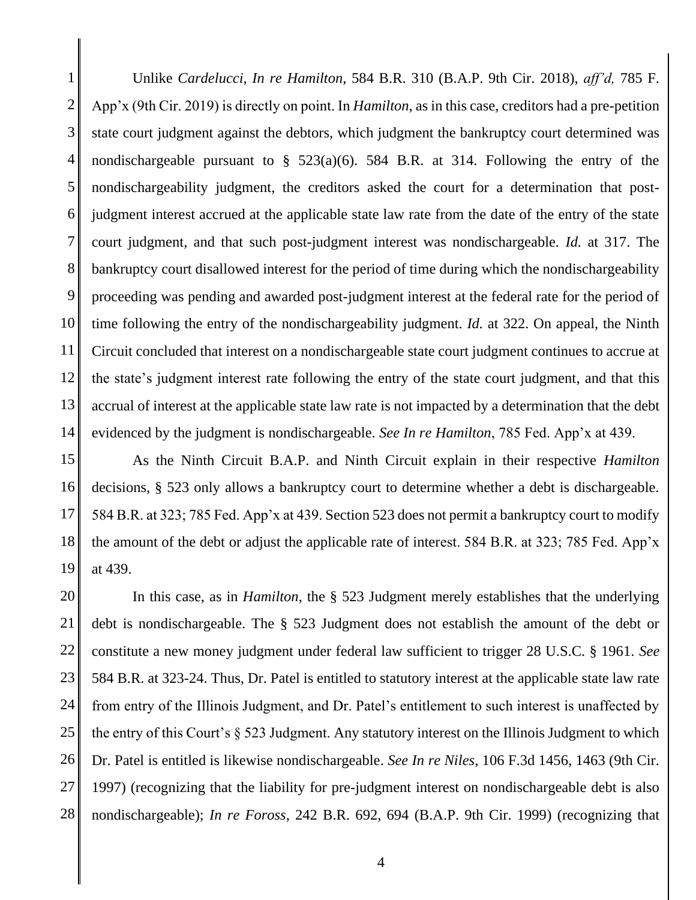Unlike *Cardelucci*, *In re Hamilton*, 584 B.R. 310 (B.A.P. 9th Cir. 2018), *aff'd,* 785 F. App'x (9th Cir. 2019) is directly on point. In *Hamilton*, as in this case, creditors had a pre-petition state court judgment against the debtors, which judgment the bankruptcy court determined was nondischargeable pursuant to § 523(a)(6). 584 B.R. at 314. Following the entry of the nondischargeability judgment, the creditors asked the court for a determination that post-judgment interest accrued at the applicable state law rate from the date of the entry of the state court judgment, and that such post-judgment interest was nondischargeable. *Id.* at 317. The bankruptcy court disallowed interest for the period of time during which the nondischargeability proceeding was pending and awarded post-judgment interest at the federal rate for the period of time following the entry of the nondischargeability judgment. *Id.* at 322. On appeal, the Ninth Circuit concluded that interest on a nondischargeable state court judgment continues to accrue at the state's judgment interest rate following the entry of the state court judgment, and that this accrual of interest at the applicable state law rate is not impacted by a determination that the debt evidenced by the judgment is nondischargeable. *See In re Hamilton*, 785 Fed. App'x at 439.

As the Ninth Circuit B.A.P. and Ninth Circuit explain in their respective *Hamilton* decisions, § 523 only allows a bankruptcy court to determine whether a debt is dischargeable. 584 B.R. at 323; 785 Fed. App'x at 439. Section 523 does not permit a bankruptcy court to modify the amount of the debt or adjust the applicable rate of interest. 584 B.R. at 323; 785 Fed. App'x at 439.

In this case, as in *Hamilton*, the § 523 Judgment merely establishes that the underlying debt is nondischargeable. The § 523 Judgment does not establish the amount of the debt or constitute a new money judgment under federal law sufficient to trigger 28 U.S.C. § 1961. *See* 584 B.R. at 323-24. Thus, Dr. Patel is entitled to statutory interest at the applicable state law rate from entry of the Illinois Judgment, and Dr. Patel's entitlement to such interest is unaffected by the entry of this Court's § 523 Judgment. Any statutory interest on the Illinois Judgment to which Dr. Patel is entitled is likewise nondischargeable. *See In re Niles*, 106 F.3d 1456, 1463 (9th Cir. 1997) (recognizing that the liability for pre-judgment interest on nondischargeable debt is also nondischargeable); *In re Foross*, 242 B.R. 692, 694 (B.A.P. 9th Cir. 1999) (recognizing that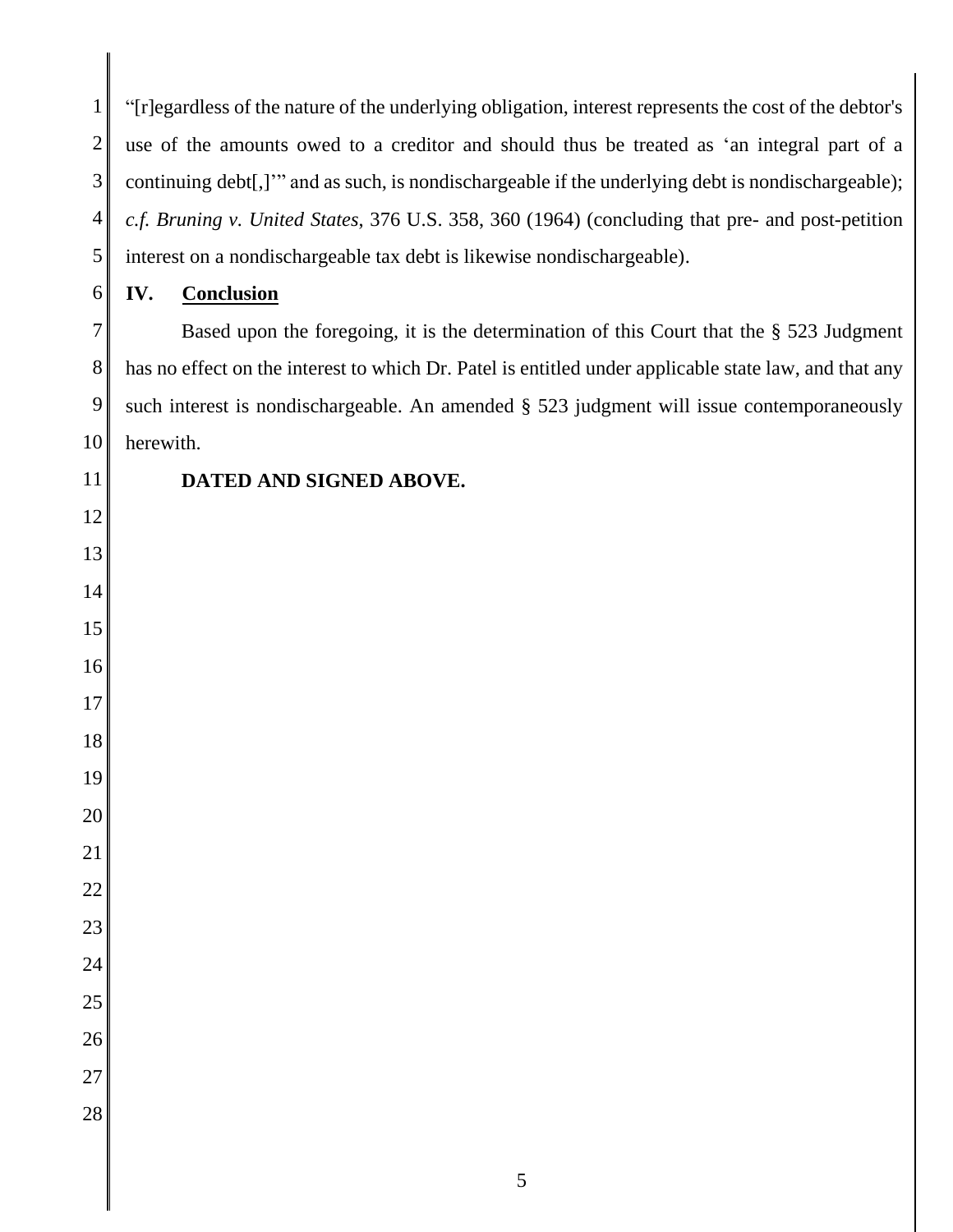"[r]egardless of the nature of the underlying obligation, interest represents the cost of the debtor's use of the amounts owed to a creditor and should thus be treated as 'an integral part of a continuing debt[,]'" and as such, is nondischargeable if the underlying debt is nondischargeable); *c.f. Bruning v. United States*, 376 U.S. 358, 360 (1964) (concluding that pre- and post-petition interest on a nondischargeable tax debt is likewise nondischargeable).

## IV. Conclusion

Based upon the foregoing, it is the determination of this Court that the § 523 Judgment has no effect on the interest to which Dr. Patel is entitled under applicable state law, and that any such interest is nondischargeable. An amended § 523 judgment will issue contemporaneously herewith.

**DATED AND SIGNED ABOVE.**